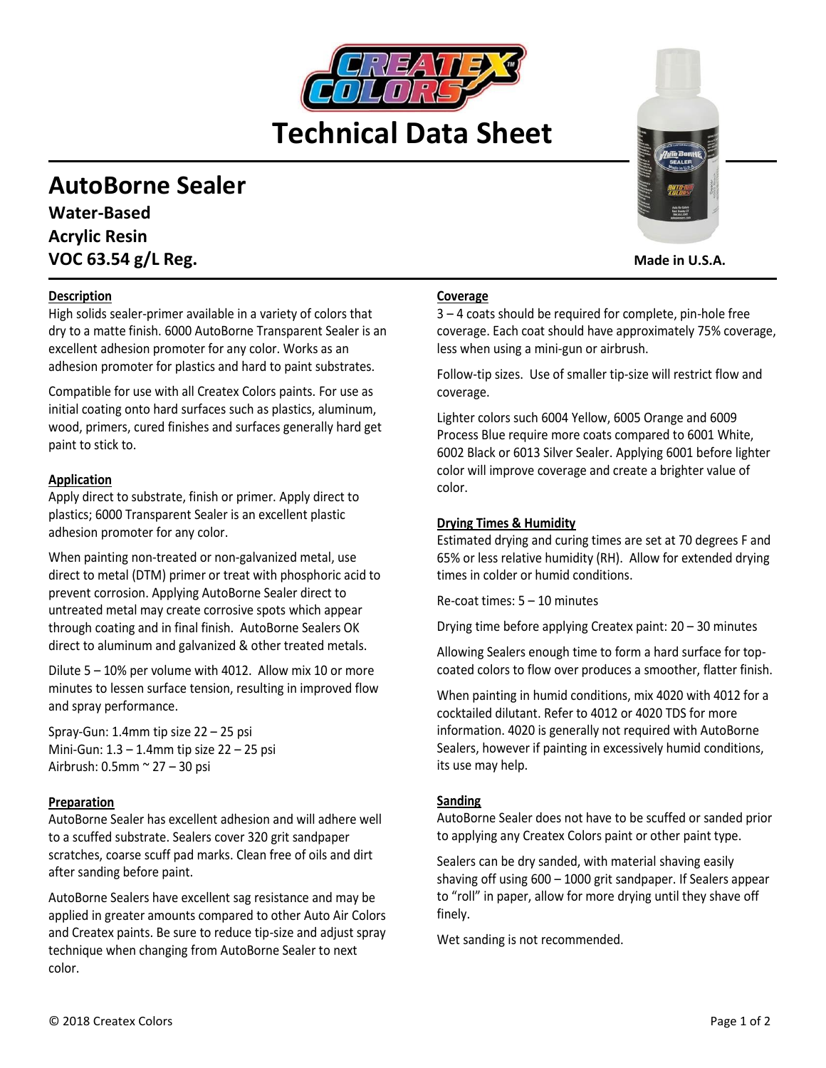# Technical Data Sheet

## AutoBorne Sealer

**Water-Based**
**Acrylic Resin**
**VOC 63.54 g/L Reg.**

**Made in U.S.A.**

### Description

High solids sealer-primer available in a variety of colors that dry to a matte finish. 6000 AutoBorne Transparent Sealer is an excellent adhesion promoter for any color. Works as an adhesion promoter for plastics and hard to paint substrates.

Compatible for use with all Createx Colors paints. For use as initial coating onto hard surfaces such as plastics, aluminum, wood, primers, cured finishes and surfaces generally hard get paint to stick to.

### Application

Apply direct to substrate, finish or primer. Apply direct to plastics; 6000 Transparent Sealer is an excellent plastic adhesion promoter for any color.

When painting non-treated or non-galvanized metal, use direct to metal (DTM) primer or treat with phosphoric acid to prevent corrosion. Applying AutoBorne Sealer direct to untreated metal may create corrosive spots which appear through coating and in final finish. AutoBorne Sealers OK direct to aluminum and galvanized & other treated metals.

Dilute 5 – 10% per volume with 4012. Allow mix 10 or more minutes to lessen surface tension, resulting in improved flow and spray performance.

Spray-Gun: 1.4mm tip size 22 – 25 psi
Mini-Gun: 1.3 – 1.4mm tip size 22 – 25 psi
Airbrush: 0.5mm ~ 27 – 30 psi

### Preparation

AutoBorne Sealer has excellent adhesion and will adhere well to a scuffed substrate. Sealers cover 320 grit sandpaper scratches, coarse scuff pad marks. Clean free of oils and dirt after sanding before paint.

AutoBorne Sealers have excellent sag resistance and may be applied in greater amounts compared to other Auto Air Colors and Createx paints. Be sure to reduce tip-size and adjust spray technique when changing from AutoBorne Sealer to next color.

### Coverage

3 – 4 coats should be required for complete, pin-hole free coverage. Each coat should have approximately 75% coverage, less when using a mini-gun or airbrush.

Follow-tip sizes. Use of smaller tip-size will restrict flow and coverage.

Lighter colors such 6004 Yellow, 6005 Orange and 6009 Process Blue require more coats compared to 6001 White, 6002 Black or 6013 Silver Sealer. Applying 6001 before lighter color will improve coverage and create a brighter value of color.

### Drying Times & Humidity

Estimated drying and curing times are set at 70 degrees F and 65% or less relative humidity (RH). Allow for extended drying times in colder or humid conditions.

Re-coat times: 5 – 10 minutes

Drying time before applying Createx paint: 20 – 30 minutes

Allowing Sealers enough time to form a hard surface for top-coated colors to flow over produces a smoother, flatter finish.

When painting in humid conditions, mix 4020 with 4012 for a cocktailed dilutant. Refer to 4012 or 4020 TDS for more information. 4020 is generally not required with AutoBorne Sealers, however if painting in excessively humid conditions, its use may help.

### Sanding

AutoBorne Sealer does not have to be scuffed or sanded prior to applying any Createx Colors paint or other paint type.

Sealers can be dry sanded, with material shaving easily shaving off using 600 – 1000 grit sandpaper. If Sealers appear to "roll" in paper, allow for more drying until they shave off finely.

Wet sanding is not recommended.

© 2018 Createx Colors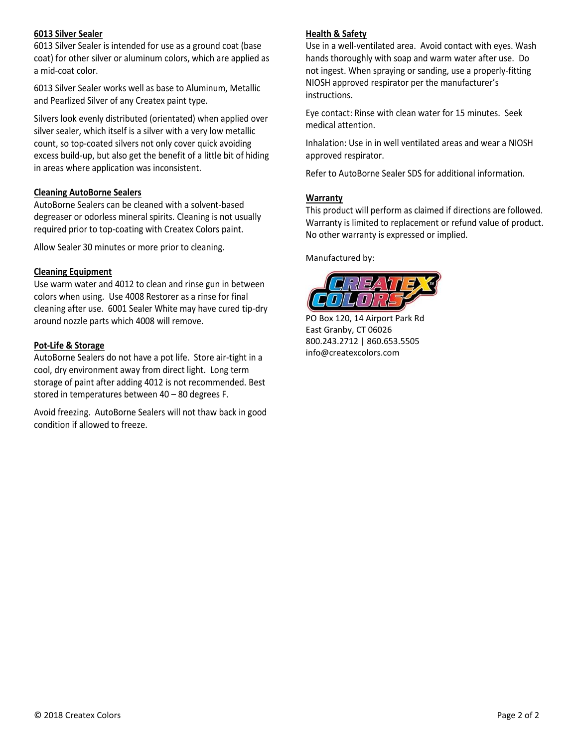## 6013 Silver Sealer

6013 Silver Sealer is intended for use as a ground coat (base coat) for other silver or aluminum colors, which are applied as a mid-coat color.

6013 Silver Sealer works well as base to Aluminum, Metallic and Pearlized Silver of any Createx paint type.

Silvers look evenly distributed (orientated) when applied over silver sealer, which itself is a silver with a very low metallic count, so top-coated silvers not only cover quick avoiding excess build-up, but also get the benefit of a little bit of hiding in areas where application was inconsistent.

## Cleaning AutoBorne Sealers

AutoBorne Sealers can be cleaned with a solvent-based degreaser or odorless mineral spirits. Cleaning is not usually required prior to top-coating with Createx Colors paint.

Allow Sealer 30 minutes or more prior to cleaning.

## Cleaning Equipment

Use warm water and 4012 to clean and rinse gun in between colors when using. Use 4008 Restorer as a rinse for final cleaning after use. 6001 Sealer White may have cured tip-dry around nozzle parts which 4008 will remove.

## Pot-Life & Storage

AutoBorne Sealers do not have a pot life. Store air-tight in a cool, dry environment away from direct light. Long term storage of paint after adding 4012 is not recommended. Best stored in temperatures between 40 – 80 degrees F.

Avoid freezing. AutoBorne Sealers will not thaw back in good condition if allowed to freeze.

## Health & Safety

Use in a well-ventilated area. Avoid contact with eyes. Wash hands thoroughly with soap and warm water after use. Do not ingest. When spraying or sanding, use a properly-fitting NIOSH approved respirator per the manufacturer's instructions.

Eye contact: Rinse with clean water for 15 minutes. Seek medical attention.

Inhalation: Use in in well ventilated areas and wear a NIOSH approved respirator.

Refer to AutoBorne Sealer SDS for additional information.

## Warranty

This product will perform as claimed if directions are followed. Warranty is limited to replacement or refund value of product. No other warranty is expressed or implied.

Manufactured by:

CREATEX COLORS

PO Box 120, 14 Airport Park Rd
East Granby, CT 06026
800.243.2712 | 860.653.5505
info@createxcolors.com

© 2018 Createx Colors